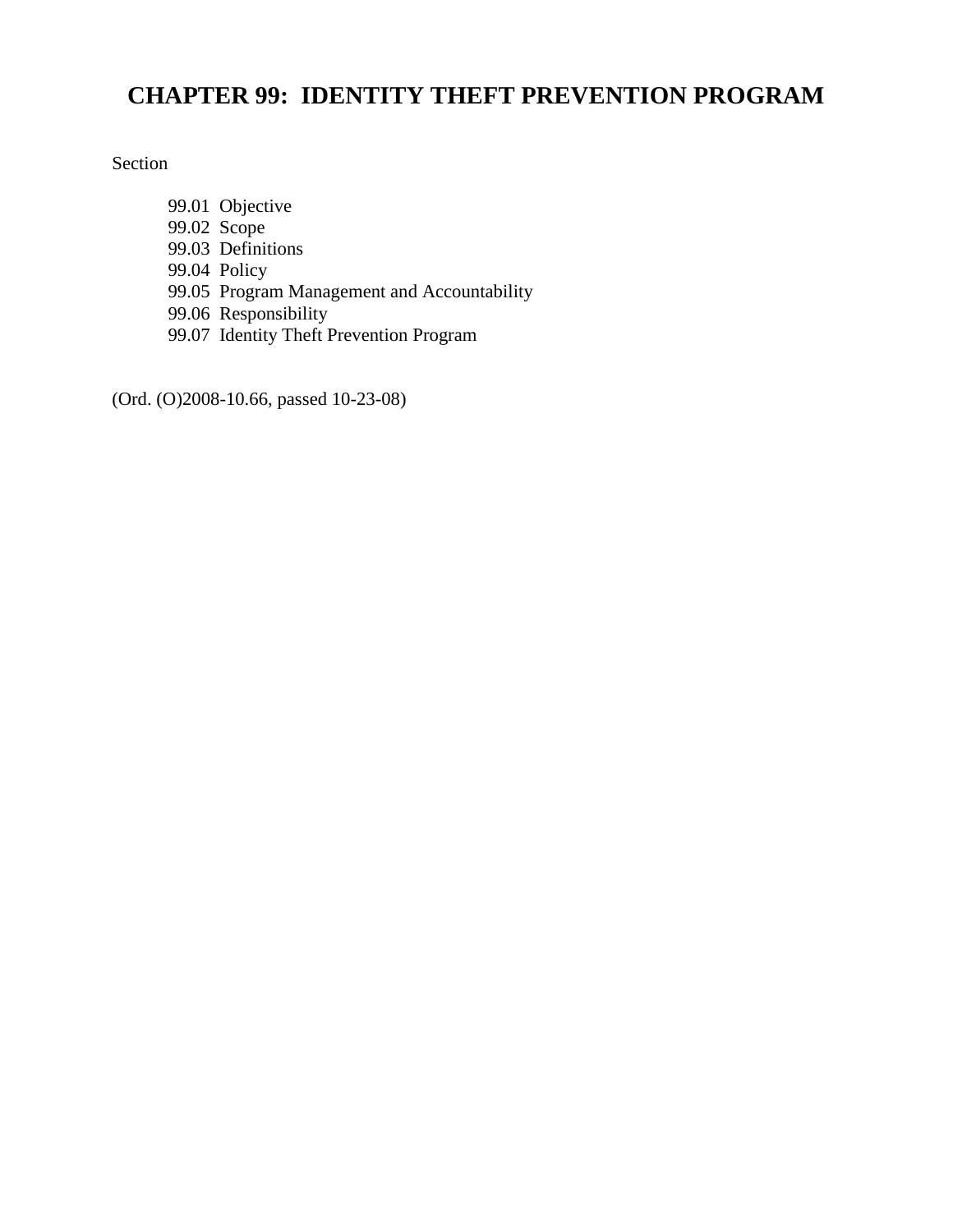# CHAPTER 99: IDENTITY THEFT PREVENTION PROGRAM

Section

99.01 Objective
99.02 Scope
99.03 Definitions
99.04 Policy
99.05 Program Management and Accountability
99.06 Responsibility
99.07 Identity Theft Prevention Program

(Ord. (O)2008-10.66, passed 10-23-08)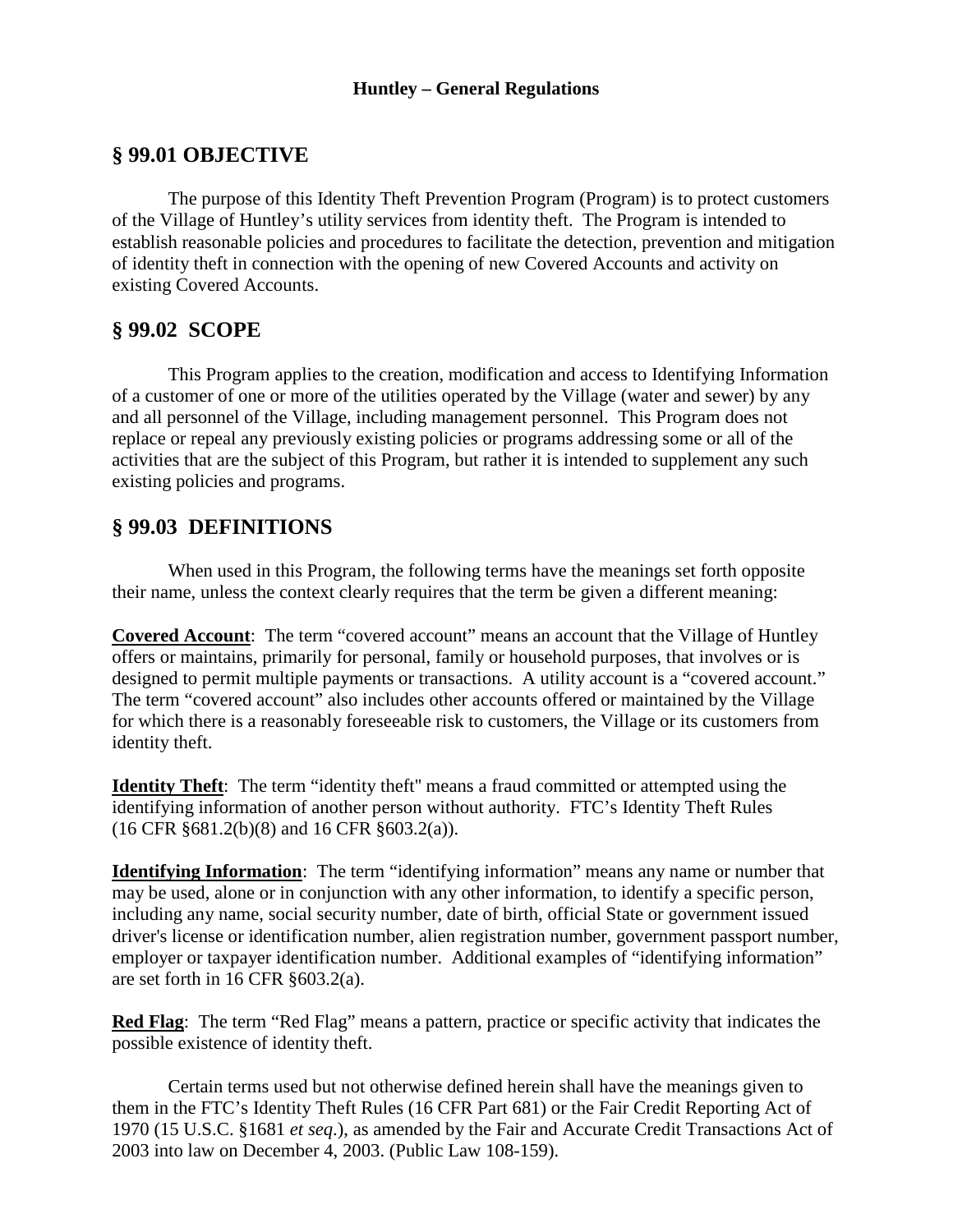**Huntley – General Regulations**

## § 99.01 OBJECTIVE

The purpose of this Identity Theft Prevention Program (Program) is to protect customers of the Village of Huntley's utility services from identity theft. The Program is intended to establish reasonable policies and procedures to facilitate the detection, prevention and mitigation of identity theft in connection with the opening of new Covered Accounts and activity on existing Covered Accounts.

## § 99.02 SCOPE

This Program applies to the creation, modification and access to Identifying Information of a customer of one or more of the utilities operated by the Village (water and sewer) by any and all personnel of the Village, including management personnel. This Program does not replace or repeal any previously existing policies or programs addressing some or all of the activities that are the subject of this Program, but rather it is intended to supplement any such existing policies and programs.

## § 99.03 DEFINITIONS

When used in this Program, the following terms have the meanings set forth opposite their name, unless the context clearly requires that the term be given a different meaning:

**Covered Account**: The term "covered account" means an account that the Village of Huntley offers or maintains, primarily for personal, family or household purposes, that involves or is designed to permit multiple payments or transactions. A utility account is a "covered account." The term "covered account" also includes other accounts offered or maintained by the Village for which there is a reasonably foreseeable risk to customers, the Village or its customers from identity theft.

**Identity Theft**: The term "identity theft" means a fraud committed or attempted using the identifying information of another person without authority. FTC's Identity Theft Rules (16 CFR §681.2(b)(8) and 16 CFR §603.2(a)).

**Identifying Information**: The term "identifying information" means any name or number that may be used, alone or in conjunction with any other information, to identify a specific person, including any name, social security number, date of birth, official State or government issued driver's license or identification number, alien registration number, government passport number, employer or taxpayer identification number. Additional examples of "identifying information" are set forth in 16 CFR §603.2(a).

**Red Flag**: The term "Red Flag" means a pattern, practice or specific activity that indicates the possible existence of identity theft.

Certain terms used but not otherwise defined herein shall have the meanings given to them in the FTC's Identity Theft Rules (16 CFR Part 681) or the Fair Credit Reporting Act of 1970 (15 U.S.C. §1681 *et seq*.), as amended by the Fair and Accurate Credit Transactions Act of 2003 into law on December 4, 2003. (Public Law 108-159).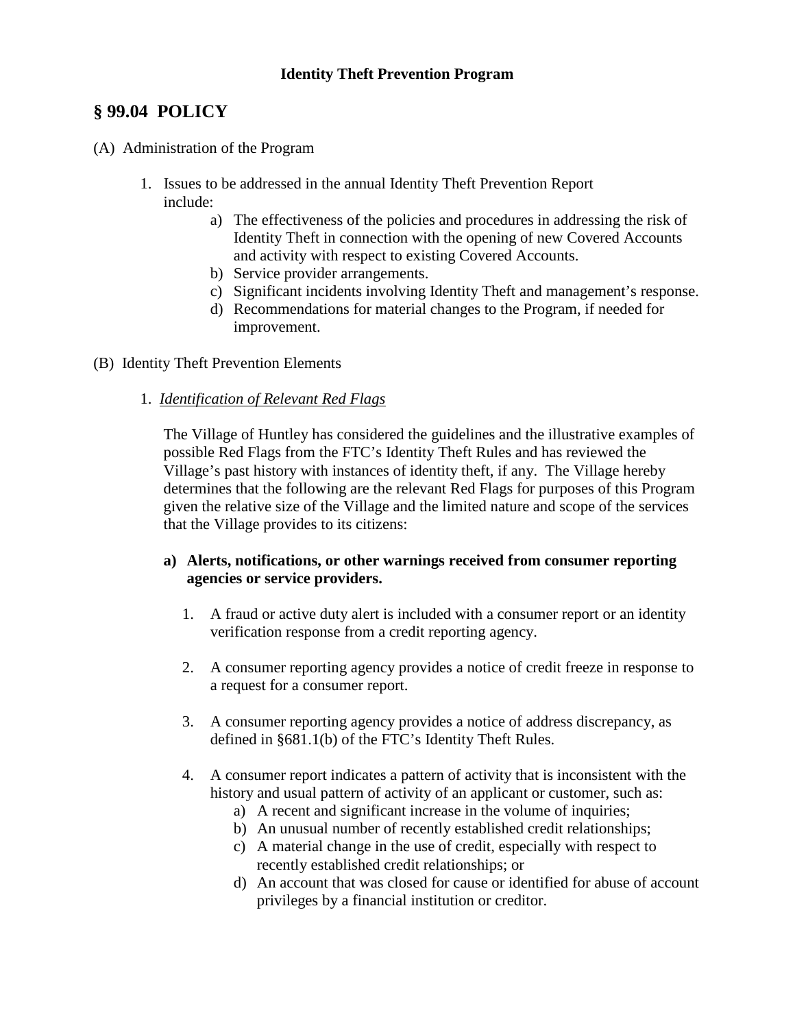**Identity Theft Prevention Program**

## § 99.04 POLICY

(A) Administration of the Program

1. Issues to be addressed in the annual Identity Theft Prevention Report include:
    a) The effectiveness of the policies and procedures in addressing the risk of Identity Theft in connection with the opening of new Covered Accounts and activity with respect to existing Covered Accounts.
    b) Service provider arrangements.
    c) Significant incidents involving Identity Theft and management's response.
    d) Recommendations for material changes to the Program, if needed for improvement.

(B) Identity Theft Prevention Elements

1. *Identification of Relevant Red Flags*

   The Village of Huntley has considered the guidelines and the illustrative examples of possible Red Flags from the FTC's Identity Theft Rules and has reviewed the Village's past history with instances of identity theft, if any. The Village hereby determines that the following are the relevant Red Flags for purposes of this Program given the relative size of the Village and the limited nature and scope of the services that the Village provides to its citizens:

   **a) Alerts, notifications, or other warnings received from consumer reporting agencies or service providers.**

   1. A fraud or active duty alert is included with a consumer report or an identity verification response from a credit reporting agency.

   2. A consumer reporting agency provides a notice of credit freeze in response to a request for a consumer report.

   3. A consumer reporting agency provides a notice of address discrepancy, as defined in §681.1(b) of the FTC's Identity Theft Rules.

   4. A consumer report indicates a pattern of activity that is inconsistent with the history and usual pattern of activity of an applicant or customer, such as:
       a) A recent and significant increase in the volume of inquiries;
       b) An unusual number of recently established credit relationships;
       c) A material change in the use of credit, especially with respect to recently established credit relationships; or
       d) An account that was closed for cause or identified for abuse of account privileges by a financial institution or creditor.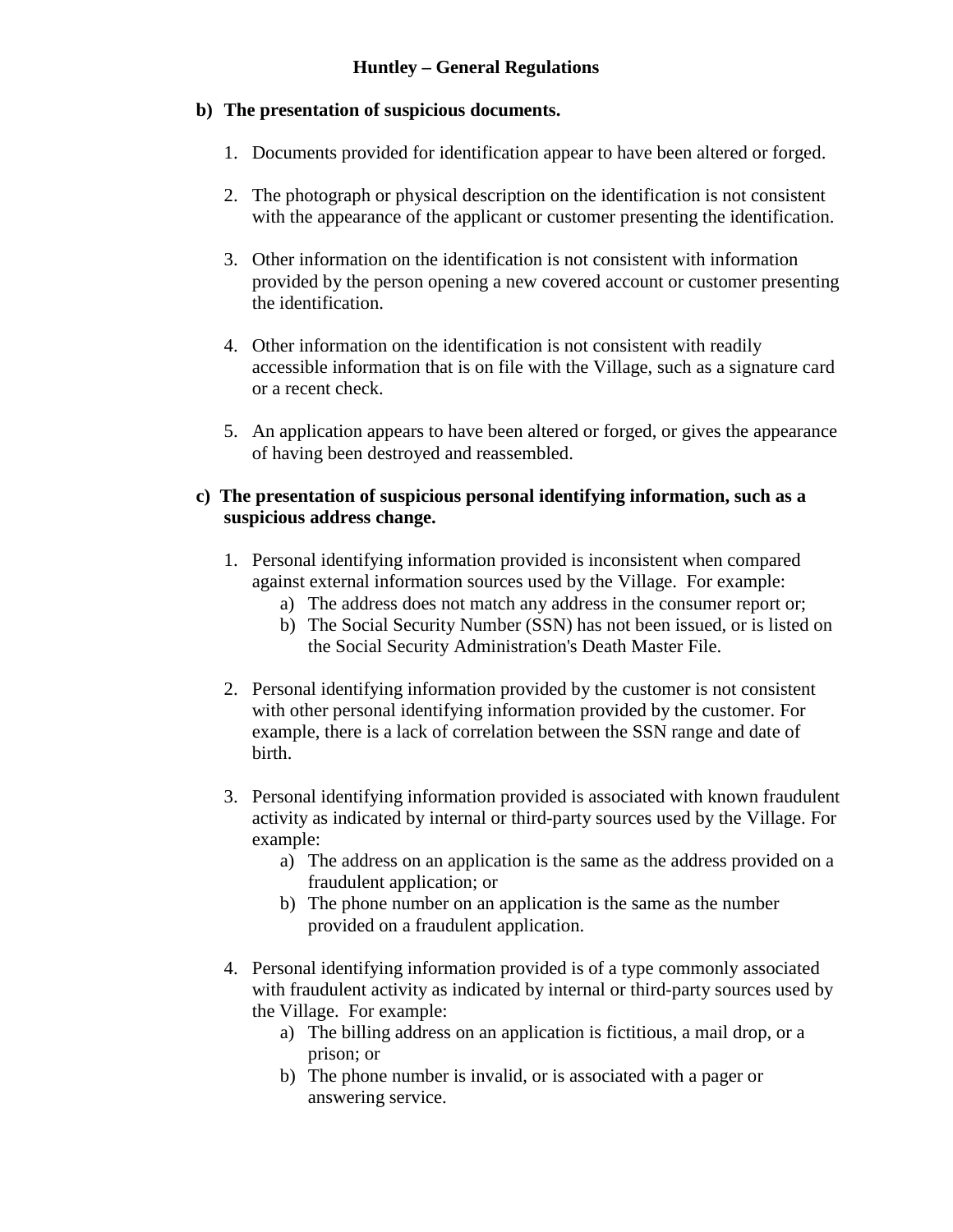**b) The presentation of suspicious documents.**

1. Documents provided for identification appear to have been altered or forged.

2. The photograph or physical description on the identification is not consistent with the appearance of the applicant or customer presenting the identification.

3. Other information on the identification is not consistent with information provided by the person opening a new covered account or customer presenting the identification.

4. Other information on the identification is not consistent with readily accessible information that is on file with the Village, such as a signature card or a recent check.

5. An application appears to have been altered or forged, or gives the appearance of having been destroyed and reassembled.

**c) The presentation of suspicious personal identifying information, such as a suspicious address change.**

1. Personal identifying information provided is inconsistent when compared against external information sources used by the Village. For example:
    a) The address does not match any address in the consumer report or;
    b) The Social Security Number (SSN) has not been issued, or is listed on the Social Security Administration's Death Master File.

2. Personal identifying information provided by the customer is not consistent with other personal identifying information provided by the customer. For example, there is a lack of correlation between the SSN range and date of birth.

3. Personal identifying information provided is associated with known fraudulent activity as indicated by internal or third-party sources used by the Village. For example:
    a) The address on an application is the same as the address provided on a fraudulent application; or
    b) The phone number on an application is the same as the number provided on a fraudulent application.

4. Personal identifying information provided is of a type commonly associated with fraudulent activity as indicated by internal or third-party sources used by the Village. For example:
    a) The billing address on an application is fictitious, a mail drop, or a prison; or
    b) The phone number is invalid, or is associated with a pager or answering service.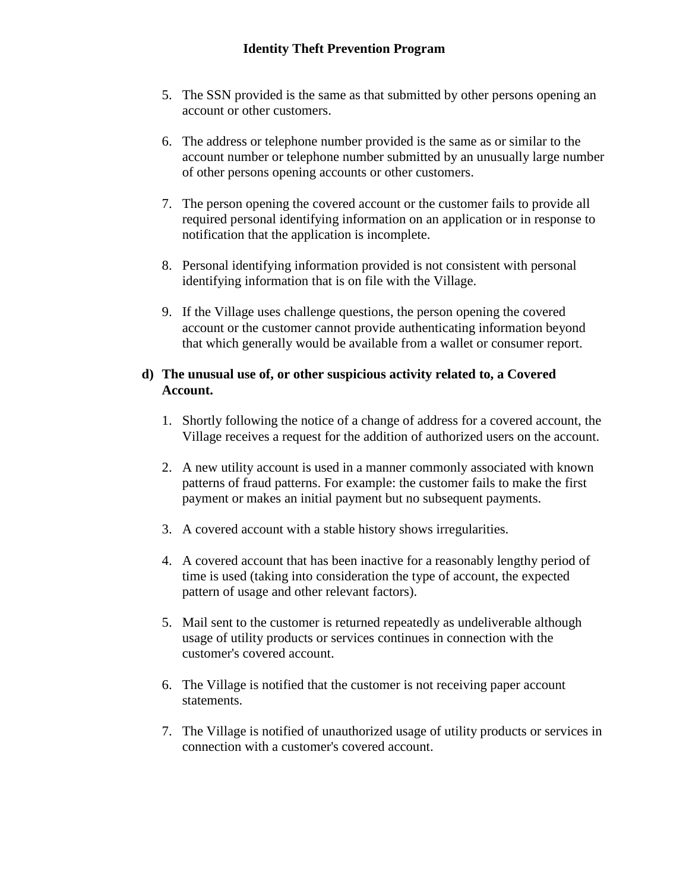5. The SSN provided is the same as that submitted by other persons opening an account or other customers.

6. The address or telephone number provided is the same as or similar to the account number or telephone number submitted by an unusually large number of other persons opening accounts or other customers.

7. The person opening the covered account or the customer fails to provide all required personal identifying information on an application or in response to notification that the application is incomplete.

8. Personal identifying information provided is not consistent with personal identifying information that is on file with the Village.

9. If the Village uses challenge questions, the person opening the covered account or the customer cannot provide authenticating information beyond that which generally would be available from a wallet or consumer report.

**d) The unusual use of, or other suspicious activity related to, a Covered Account.**

1. Shortly following the notice of a change of address for a covered account, the Village receives a request for the addition of authorized users on the account.

2. A new utility account is used in a manner commonly associated with known patterns of fraud patterns. For example: the customer fails to make the first payment or makes an initial payment but no subsequent payments.

3. A covered account with a stable history shows irregularities.

4. A covered account that has been inactive for a reasonably lengthy period of time is used (taking into consideration the type of account, the expected pattern of usage and other relevant factors).

5. Mail sent to the customer is returned repeatedly as undeliverable although usage of utility products or services continues in connection with the customer's covered account.

6. The Village is notified that the customer is not receiving paper account statements.

7. The Village is notified of unauthorized usage of utility products or services in connection with a customer's covered account.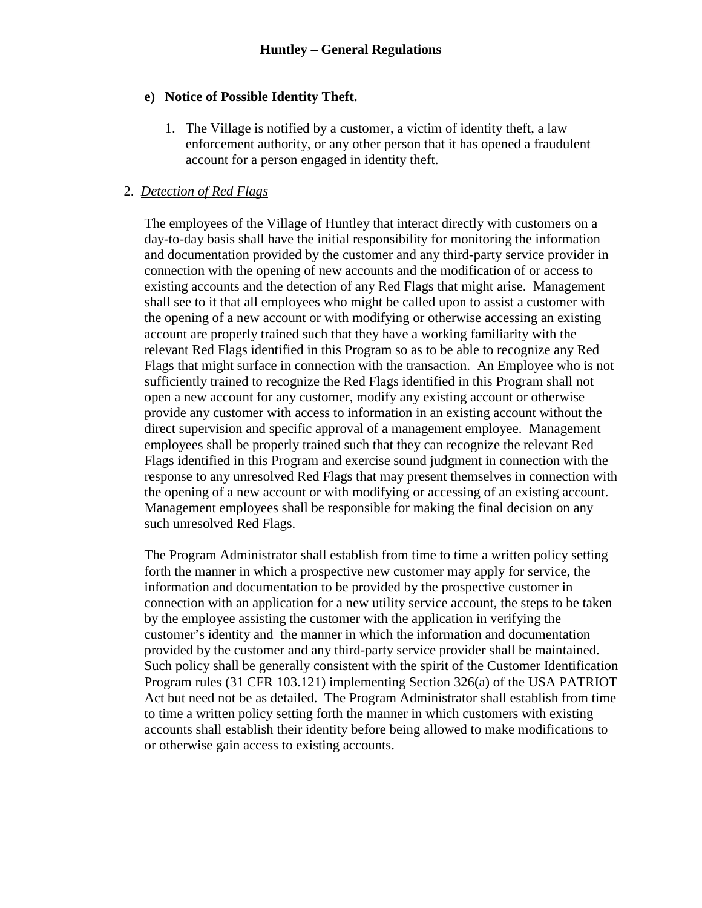**e) Notice of Possible Identity Theft.**

1. The Village is notified by a customer, a victim of identity theft, a law enforcement authority, or any other person that it has opened a fraudulent account for a person engaged in identity theft.

2. *Detection of Red Flags*

The employees of the Village of Huntley that interact directly with customers on a day-to-day basis shall have the initial responsibility for monitoring the information and documentation provided by the customer and any third-party service provider in connection with the opening of new accounts and the modification of or access to existing accounts and the detection of any Red Flags that might arise. Management shall see to it that all employees who might be called upon to assist a customer with the opening of a new account or with modifying or otherwise accessing an existing account are properly trained such that they have a working familiarity with the relevant Red Flags identified in this Program so as to be able to recognize any Red Flags that might surface in connection with the transaction. An Employee who is not sufficiently trained to recognize the Red Flags identified in this Program shall not open a new account for any customer, modify any existing account or otherwise provide any customer with access to information in an existing account without the direct supervision and specific approval of a management employee. Management employees shall be properly trained such that they can recognize the relevant Red Flags identified in this Program and exercise sound judgment in connection with the response to any unresolved Red Flags that may present themselves in connection with the opening of a new account or with modifying or accessing of an existing account. Management employees shall be responsible for making the final decision on any such unresolved Red Flags.

The Program Administrator shall establish from time to time a written policy setting forth the manner in which a prospective new customer may apply for service, the information and documentation to be provided by the prospective customer in connection with an application for a new utility service account, the steps to be taken by the employee assisting the customer with the application in verifying the customer's identity and the manner in which the information and documentation provided by the customer and any third-party service provider shall be maintained. Such policy shall be generally consistent with the spirit of the Customer Identification Program rules (31 CFR 103.121) implementing Section 326(a) of the USA PATRIOT Act but need not be as detailed. The Program Administrator shall establish from time to time a written policy setting forth the manner in which customers with existing accounts shall establish their identity before being allowed to make modifications to or otherwise gain access to existing accounts.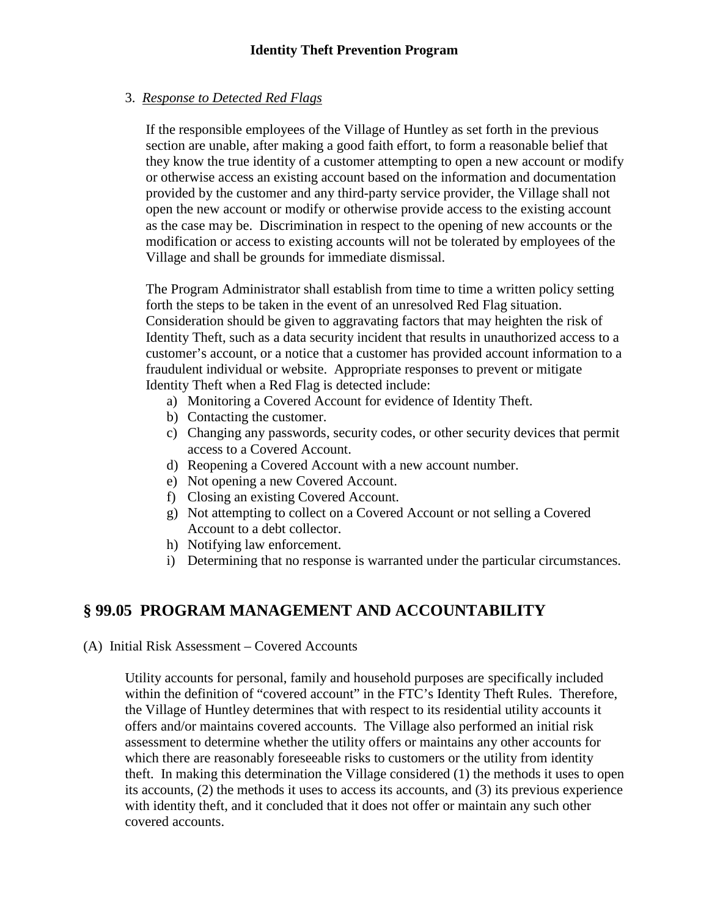3. *Response to Detected Red Flags*

If the responsible employees of the Village of Huntley as set forth in the previous section are unable, after making a good faith effort, to form a reasonable belief that they know the true identity of a customer attempting to open a new account or modify or otherwise access an existing account based on the information and documentation provided by the customer and any third-party service provider, the Village shall not open the new account or modify or otherwise provide access to the existing account as the case may be. Discrimination in respect to the opening of new accounts or the modification or access to existing accounts will not be tolerated by employees of the Village and shall be grounds for immediate dismissal.

The Program Administrator shall establish from time to time a written policy setting forth the steps to be taken in the event of an unresolved Red Flag situation. Consideration should be given to aggravating factors that may heighten the risk of Identity Theft, such as a data security incident that results in unauthorized access to a customer's account, or a notice that a customer has provided account information to a fraudulent individual or website. Appropriate responses to prevent or mitigate Identity Theft when a Red Flag is detected include:

a) Monitoring a Covered Account for evidence of Identity Theft.
b) Contacting the customer.
c) Changing any passwords, security codes, or other security devices that permit access to a Covered Account.
d) Reopening a Covered Account with a new account number.
e) Not opening a new Covered Account.
f) Closing an existing Covered Account.
g) Not attempting to collect on a Covered Account or not selling a Covered Account to a debt collector.
h) Notifying law enforcement.
i) Determining that no response is warranted under the particular circumstances.

## § 99.05 PROGRAM MANAGEMENT AND ACCOUNTABILITY

(A) Initial Risk Assessment – Covered Accounts

Utility accounts for personal, family and household purposes are specifically included within the definition of "covered account" in the FTC's Identity Theft Rules. Therefore, the Village of Huntley determines that with respect to its residential utility accounts it offers and/or maintains covered accounts. The Village also performed an initial risk assessment to determine whether the utility offers or maintains any other accounts for which there are reasonably foreseeable risks to customers or the utility from identity theft. In making this determination the Village considered (1) the methods it uses to open its accounts, (2) the methods it uses to access its accounts, and (3) its previous experience with identity theft, and it concluded that it does not offer or maintain any such other covered accounts.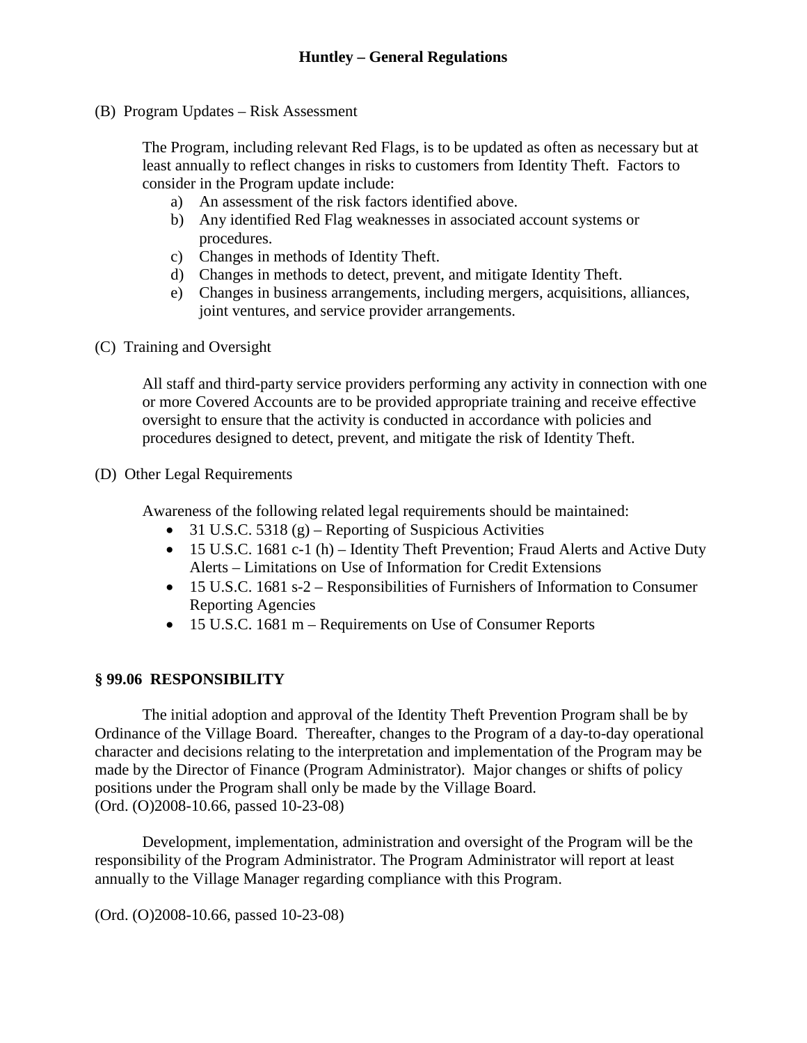(B) Program Updates – Risk Assessment

The Program, including relevant Red Flags, is to be updated as often as necessary but at least annually to reflect changes in risks to customers from Identity Theft. Factors to consider in the Program update include:

a) An assessment of the risk factors identified above.
b) Any identified Red Flag weaknesses in associated account systems or procedures.
c) Changes in methods of Identity Theft.
d) Changes in methods to detect, prevent, and mitigate Identity Theft.
e) Changes in business arrangements, including mergers, acquisitions, alliances, joint ventures, and service provider arrangements.

(C) Training and Oversight

All staff and third-party service providers performing any activity in connection with one or more Covered Accounts are to be provided appropriate training and receive effective oversight to ensure that the activity is conducted in accordance with policies and procedures designed to detect, prevent, and mitigate the risk of Identity Theft.

(D) Other Legal Requirements

Awareness of the following related legal requirements should be maintained:

- 31 U.S.C. 5318 (g) – Reporting of Suspicious Activities
- 15 U.S.C. 1681 c-1 (h) – Identity Theft Prevention; Fraud Alerts and Active Duty Alerts – Limitations on Use of Information for Credit Extensions
- 15 U.S.C. 1681 s-2 – Responsibilities of Furnishers of Information to Consumer Reporting Agencies
- 15 U.S.C. 1681 m – Requirements on Use of Consumer Reports

**§ 99.06 RESPONSIBILITY**

The initial adoption and approval of the Identity Theft Prevention Program shall be by Ordinance of the Village Board. Thereafter, changes to the Program of a day-to-day operational character and decisions relating to the interpretation and implementation of the Program may be made by the Director of Finance (Program Administrator). Major changes or shifts of policy positions under the Program shall only be made by the Village Board.
(Ord. (O)2008-10.66, passed 10-23-08)

Development, implementation, administration and oversight of the Program will be the responsibility of the Program Administrator. The Program Administrator will report at least annually to the Village Manager regarding compliance with this Program.

(Ord. (O)2008-10.66, passed 10-23-08)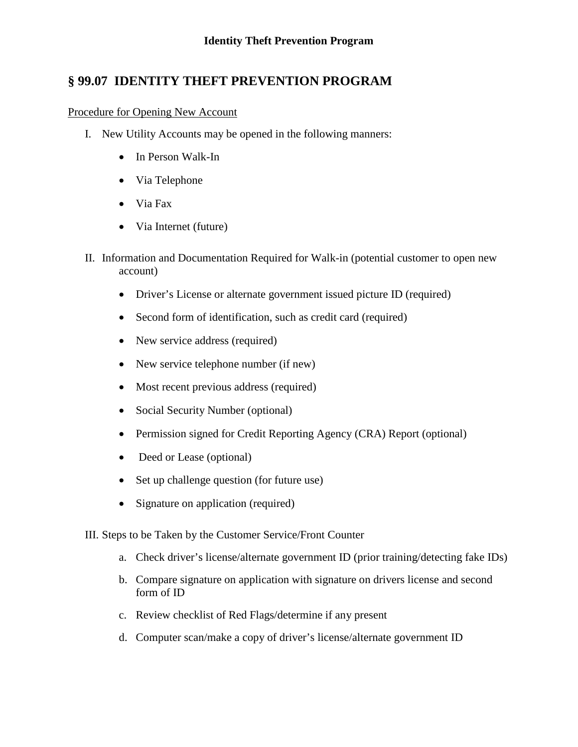**Identity Theft Prevention Program**

## § 99.07 IDENTITY THEFT PREVENTION PROGRAM

Procedure for Opening New Account

I. New Utility Accounts may be opened in the following manners:

- In Person Walk-In
- Via Telephone
- Via Fax
- Via Internet (future)

II. Information and Documentation Required for Walk-in (potential customer to open new account)

- Driver's License or alternate government issued picture ID (required)
- Second form of identification, such as credit card (required)
- New service address (required)
- New service telephone number (if new)
- Most recent previous address (required)
- Social Security Number (optional)
- Permission signed for Credit Reporting Agency (CRA) Report (optional)
- Deed or Lease (optional)
- Set up challenge question (for future use)
- Signature on application (required)

III. Steps to be Taken by the Customer Service/Front Counter

a. Check driver's license/alternate government ID (prior training/detecting fake IDs)

b. Compare signature on application with signature on drivers license and second form of ID

c. Review checklist of Red Flags/determine if any present

d. Computer scan/make a copy of driver's license/alternate government ID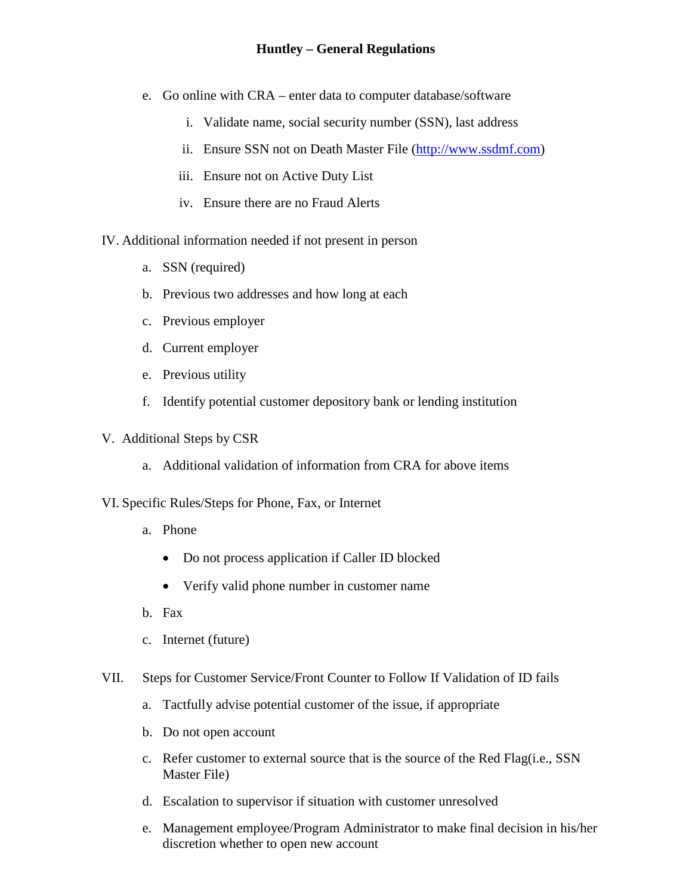e. Go online with CRA – enter data to computer database/software
   i. Validate name, social security number (SSN), last address
   ii. Ensure SSN not on Death Master File (http://www.ssdmf.com)
   iii. Ensure not on Active Duty List
   iv. Ensure there are no Fraud Alerts

IV. Additional information needed if not present in person

a. SSN (required)
b. Previous two addresses and how long at each
c. Previous employer
d. Current employer
e. Previous utility
f. Identify potential customer depository bank or lending institution

V. Additional Steps by CSR

a. Additional validation of information from CRA for above items

VI. Specific Rules/Steps for Phone, Fax, or Internet

a. Phone
   - Do not process application if Caller ID blocked
   - Verify valid phone number in customer name
b. Fax
c. Internet (future)

VII. Steps for Customer Service/Front Counter to Follow If Validation of ID fails

a. Tactfully advise potential customer of the issue, if appropriate
b. Do not open account
c. Refer customer to external source that is the source of the Red Flag(i.e., SSN Master File)
d. Escalation to supervisor if situation with customer unresolved
e. Management employee/Program Administrator to make final decision in his/her discretion whether to open new account